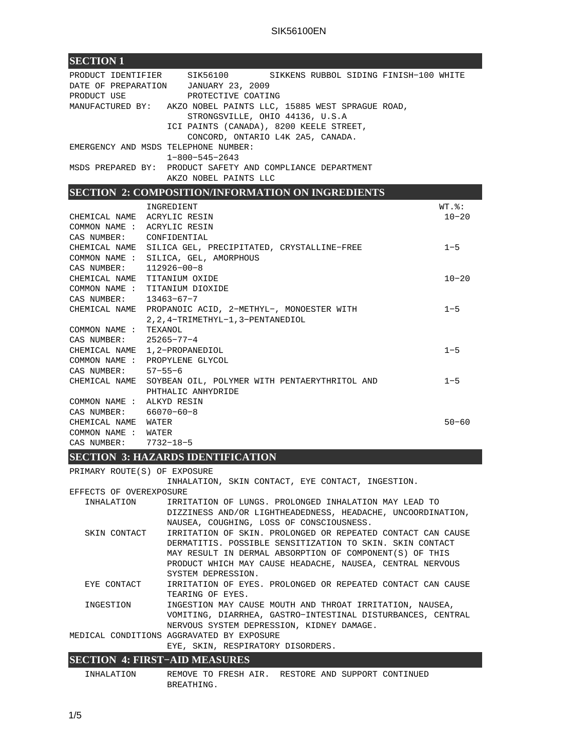## SECTION 1

PRODUCT IDENTIFIER SIK56100 SIKKENS RUBBOL SIDING FINISH−100 WHITE
DATE OF PREPARATION JANUARY 23, 2009
PRODUCT USE PROTECTIVE COATING
MANUFACTURED BY: AKZO NOBEL PAINTS LLC, 15885 WEST SPRAGUE ROAD, STRONGSVILLE, OHIO 44136, U.S.A
ICI PAINTS (CANADA), 8200 KEELE STREET, CONCORD, ONTARIO L4K 2A5, CANADA.
EMERGENCY AND MSDS TELEPHONE NUMBER:
1−800−545−2643
MSDS PREPARED BY: PRODUCT SAFETY AND COMPLIANCE DEPARTMENT
AKZO NOBEL PAINTS LLC

## SECTION 2: COMPOSITION/INFORMATION ON INGREDIENTS

| | INGREDIENT | WT.%: |
|---|---|---|
| CHEMICAL NAME | ACRYLIC RESIN | 10−20 |
| COMMON NAME : | ACRYLIC RESIN | |
| CAS NUMBER: | CONFIDENTIAL | |
| CHEMICAL NAME | SILICA GEL, PRECIPITATED, CRYSTALLINE−FREE | 1−5 |
| COMMON NAME : | SILICA, GEL, AMORPHOUS | |
| CAS NUMBER: | 112926−00−8 | |
| CHEMICAL NAME | TITANIUM OXIDE | 10−20 |
| COMMON NAME : | TITANIUM DIOXIDE | |
| CAS NUMBER: | 13463−67−7 | |
| CHEMICAL NAME | PROPANOIC ACID, 2−METHYL−, MONOESTER WITH 2,2,4−TRIMETHYL−1,3−PENTANEDIOL | 1−5 |
| COMMON NAME : | TEXANOL | |
| CAS NUMBER: | 25265−77−4 | |
| CHEMICAL NAME | 1,2−PROPANEDIOL | 1−5 |
| COMMON NAME : | PROPYLENE GLYCOL | |
| CAS NUMBER: | 57−55−6 | |
| CHEMICAL NAME | SOYBEAN OIL, POLYMER WITH PENTAERYTHRITOL AND PHTHALIC ANHYDRIDE | 1−5 |
| COMMON NAME : | ALKYD RESIN | |
| CAS NUMBER: | 66070−60−8 | |
| CHEMICAL NAME | WATER | 50−60 |
| COMMON NAME : | WATER | |
| CAS NUMBER: | 7732−18−5 | |

## SECTION 3: HAZARDS IDENTIFICATION

PRIMARY ROUTE(S) OF EXPOSURE
INHALATION, SKIN CONTACT, EYE CONTACT, INGESTION.

EFFECTS OF OVEREXPOSURE

- INHALATION: IRRITATION OF LUNGS. PROLONGED INHALATION MAY LEAD TO DIZZINESS AND/OR LIGHTHEADEDNESS, HEADACHE, UNCOORDINATION, NAUSEA, COUGHING, LOSS OF CONSCIOUSNESS.
- SKIN CONTACT: IRRITATION OF SKIN. PROLONGED OR REPEATED CONTACT CAN CAUSE DERMATITIS. POSSIBLE SENSITIZATION TO SKIN. SKIN CONTACT MAY RESULT IN DERMAL ABSORPTION OF COMPONENT(S) OF THIS PRODUCT WHICH MAY CAUSE HEADACHE, NAUSEA, CENTRAL NERVOUS SYSTEM DEPRESSION.
- EYE CONTACT: IRRITATION OF EYES. PROLONGED OR REPEATED CONTACT CAN CAUSE TEARING OF EYES.
- INGESTION: INGESTION MAY CAUSE MOUTH AND THROAT IRRITATION, NAUSEA, VOMITING, DIARRHEA, GASTRO−INTESTINAL DISTURBANCES, CENTRAL NERVOUS SYSTEM DEPRESSION, KIDNEY DAMAGE.

MEDICAL CONDITIONS AGGRAVATED BY EXPOSURE
EYE, SKIN, RESPIRATORY DISORDERS.

## SECTION 4: FIRST−AID MEASURES

- INHALATION: REMOVE TO FRESH AIR. RESTORE AND SUPPORT CONTINUED BREATHING.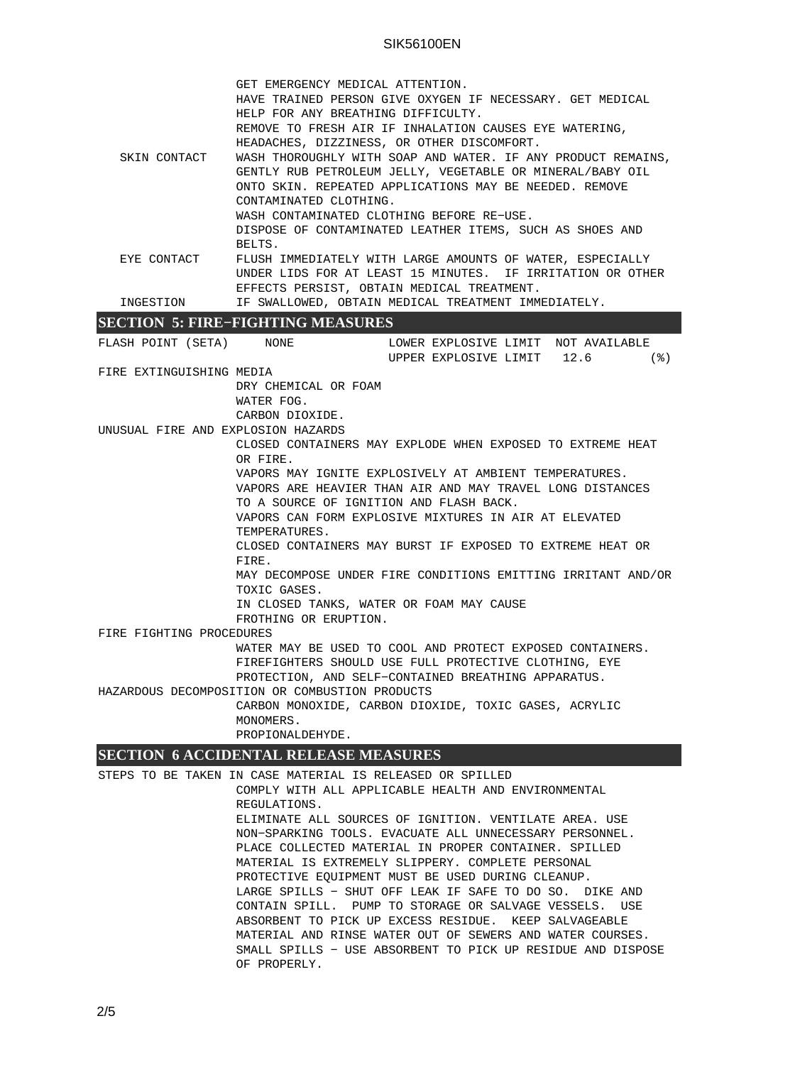GET EMERGENCY MEDICAL ATTENTION.
HAVE TRAINED PERSON GIVE OXYGEN IF NECESSARY. GET MEDICAL HELP FOR ANY BREATHING DIFFICULTY.
REMOVE TO FRESH AIR IF INHALATION CAUSES EYE WATERING, HEADACHES, DIZZINESS, OR OTHER DISCOMFORT.

**SKIN CONTACT**
WASH THOROUGHLY WITH SOAP AND WATER. IF ANY PRODUCT REMAINS, GENTLY RUB PETROLEUM JELLY, VEGETABLE OR MINERAL/BABY OIL ONTO SKIN. REPEATED APPLICATIONS MAY BE NEEDED. REMOVE CONTAMINATED CLOTHING.
WASH CONTAMINATED CLOTHING BEFORE RE-USE.
DISPOSE OF CONTAMINATED LEATHER ITEMS, SUCH AS SHOES AND BELTS.

**EYE CONTACT**
FLUSH IMMEDIATELY WITH LARGE AMOUNTS OF WATER, ESPECIALLY UNDER LIDS FOR AT LEAST 15 MINUTES. IF IRRITATION OR OTHER EFFECTS PERSIST, OBTAIN MEDICAL TREATMENT.

**INGESTION**
IF SWALLOWED, OBTAIN MEDICAL TREATMENT IMMEDIATELY.

## SECTION 5: FIRE-FIGHTING MEASURES

| | | | |
|---|---|---|---|
| FLASH POINT (SETA) | NONE | LOWER EXPLOSIVE LIMIT | NOT AVAILABLE |
| | | UPPER EXPLOSIVE LIMIT | 12.6 (%) |

**FIRE EXTINGUISHING MEDIA**
DRY CHEMICAL OR FOAM
WATER FOG.
CARBON DIOXIDE.

**UNUSUAL FIRE AND EXPLOSION HAZARDS**
CLOSED CONTAINERS MAY EXPLODE WHEN EXPOSED TO EXTREME HEAT OR FIRE.
VAPORS MAY IGNITE EXPLOSIVELY AT AMBIENT TEMPERATURES.
VAPORS ARE HEAVIER THAN AIR AND MAY TRAVEL LONG DISTANCES TO A SOURCE OF IGNITION AND FLASH BACK.
VAPORS CAN FORM EXPLOSIVE MIXTURES IN AIR AT ELEVATED TEMPERATURES.
CLOSED CONTAINERS MAY BURST IF EXPOSED TO EXTREME HEAT OR FIRE.
MAY DECOMPOSE UNDER FIRE CONDITIONS EMITTING IRRITANT AND/OR TOXIC GASES.
IN CLOSED TANKS, WATER OR FOAM MAY CAUSE FROTHING OR ERUPTION.

**FIRE FIGHTING PROCEDURES**
WATER MAY BE USED TO COOL AND PROTECT EXPOSED CONTAINERS.
FIREFIGHTERS SHOULD USE FULL PROTECTIVE CLOTHING, EYE PROTECTION, AND SELF-CONTAINED BREATHING APPARATUS.

**HAZARDOUS DECOMPOSITION OR COMBUSTION PRODUCTS**
CARBON MONOXIDE, CARBON DIOXIDE, TOXIC GASES, ACRYLIC MONOMERS.
PROPIONALDEHYDE.

## SECTION 6 ACCIDENTAL RELEASE MEASURES

**STEPS TO BE TAKEN IN CASE MATERIAL IS RELEASED OR SPILLED**
COMPLY WITH ALL APPLICABLE HEALTH AND ENVIRONMENTAL REGULATIONS.
ELIMINATE ALL SOURCES OF IGNITION. VENTILATE AREA. USE NON-SPARKING TOOLS. EVACUATE ALL UNNECESSARY PERSONNEL. PLACE COLLECTED MATERIAL IN PROPER CONTAINER. SPILLED MATERIAL IS EXTREMELY SLIPPERY. COMPLETE PERSONAL PROTECTIVE EQUIPMENT MUST BE USED DURING CLEANUP.
LARGE SPILLS - SHUT OFF LEAK IF SAFE TO DO SO. DIKE AND CONTAIN SPILL. PUMP TO STORAGE OR SALVAGE VESSELS. USE ABSORBENT TO PICK UP EXCESS RESIDUE. KEEP SALVAGEABLE MATERIAL AND RINSE WATER OUT OF SEWERS AND WATER COURSES.
SMALL SPILLS - USE ABSORBENT TO PICK UP RESIDUE AND DISPOSE OF PROPERLY.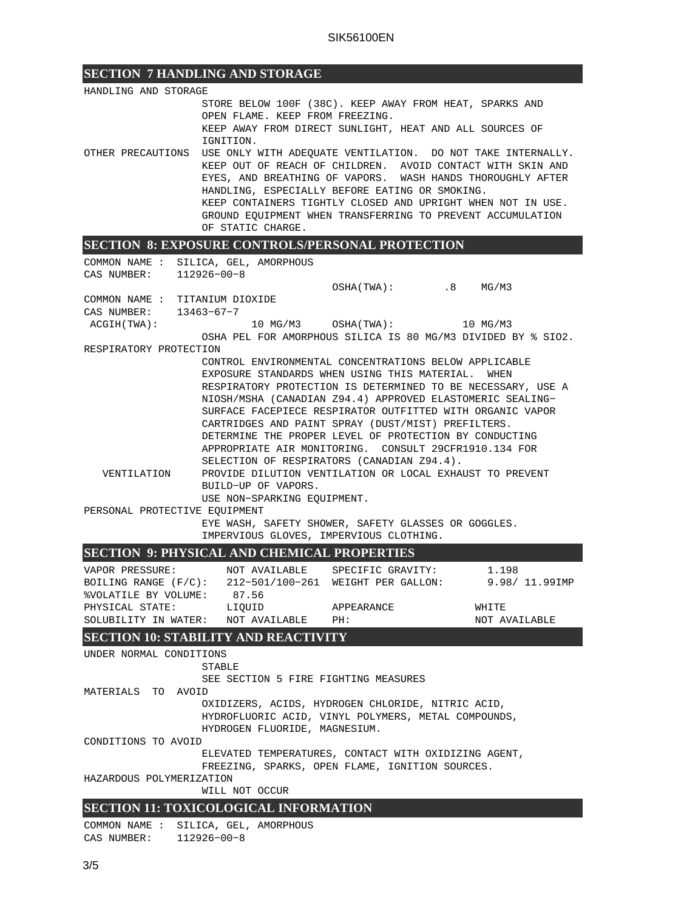## SECTION 7 HANDLING AND STORAGE

HANDLING AND STORAGE

STORE BELOW 100F (38C). KEEP AWAY FROM HEAT, SPARKS AND OPEN FLAME. KEEP FROM FREEZING.
KEEP AWAY FROM DIRECT SUNLIGHT, HEAT AND ALL SOURCES OF IGNITION.

OTHER PRECAUTIONS

USE ONLY WITH ADEQUATE VENTILATION. DO NOT TAKE INTERNALLY. KEEP OUT OF REACH OF CHILDREN. AVOID CONTACT WITH SKIN AND EYES, AND BREATHING OF VAPORS. WASH HANDS THOROUGHLY AFTER HANDLING, ESPECIALLY BEFORE EATING OR SMOKING.
KEEP CONTAINERS TIGHTLY CLOSED AND UPRIGHT WHEN NOT IN USE. GROUND EQUIPMENT WHEN TRANSFERRING TO PREVENT ACCUMULATION OF STATIC CHARGE.

## SECTION 8: EXPOSURE CONTROLS/PERSONAL PROTECTION

COMMON NAME : SILICA, GEL, AMORPHOUS
CAS NUMBER: 112926-00-8
OSHA(TWA): .8 MG/M3

COMMON NAME : TITANIUM DIOXIDE
CAS NUMBER: 13463-67-7
ACGIH(TWA): 10 MG/M3 OSHA(TWA): 10 MG/M3
OSHA PEL FOR AMORPHOUS SILICA IS 80 MG/M3 DIVIDED BY % SIO2.

RESPIRATORY PROTECTION

CONTROL ENVIRONMENTAL CONCENTRATIONS BELOW APPLICABLE EXPOSURE STANDARDS WHEN USING THIS MATERIAL. WHEN RESPIRATORY PROTECTION IS DETERMINED TO BE NECESSARY, USE A NIOSH/MSHA (CANADIAN Z94.4) APPROVED ELASTOMERIC SEALING-SURFACE FACEPIECE RESPIRATOR OUTFITTED WITH ORGANIC VAPOR CARTRIDGES AND PAINT SPRAY (DUST/MIST) PREFILTERS. DETERMINE THE PROPER LEVEL OF PROTECTION BY CONDUCTING APPROPRIATE AIR MONITORING. CONSULT 29CFR1910.134 FOR SELECTION OF RESPIRATORS (CANADIAN Z94.4).

VENTILATION

PROVIDE DILUTION VENTILATION OR LOCAL EXHAUST TO PREVENT BUILD-UP OF VAPORS.
USE NON-SPARKING EQUIPMENT.

PERSONAL PROTECTIVE EQUIPMENT

EYE WASH, SAFETY SHOWER, SAFETY GLASSES OR GOGGLES.
IMPERVIOUS GLOVES, IMPERVIOUS CLOTHING.

## SECTION 9: PHYSICAL AND CHEMICAL PROPERTIES

| | | | |
|---|---|---|---|
| VAPOR PRESSURE: | NOT AVAILABLE | SPECIFIC GRAVITY: | 1.198 |
| BOILING RANGE (F/C): | 212-501/100-261 | WEIGHT PER GALLON: | 9.98/ 11.99IMP |
| %VOLATILE BY VOLUME: | 87.56 | | |
| PHYSICAL STATE: | LIQUID | APPEARANCE | WHITE |
| SOLUBILITY IN WATER: | NOT AVAILABLE | PH: | NOT AVAILABLE |

## SECTION 10: STABILITY AND REACTIVITY

UNDER NORMAL CONDITIONS

STABLE
SEE SECTION 5 FIRE FIGHTING MEASURES

MATERIALS TO AVOID

OXIDIZERS, ACIDS, HYDROGEN CHLORIDE, NITRIC ACID, HYDROFLUORIC ACID, VINYL POLYMERS, METAL COMPOUNDS, HYDROGEN FLUORIDE, MAGNESIUM.

CONDITIONS TO AVOID

ELEVATED TEMPERATURES, CONTACT WITH OXIDIZING AGENT, FREEZING, SPARKS, OPEN FLAME, IGNITION SOURCES.

HAZARDOUS POLYMERIZATION

WILL NOT OCCUR

## SECTION 11: TOXICOLOGICAL INFORMATION

COMMON NAME : SILICA, GEL, AMORPHOUS
CAS NUMBER: 112926-00-8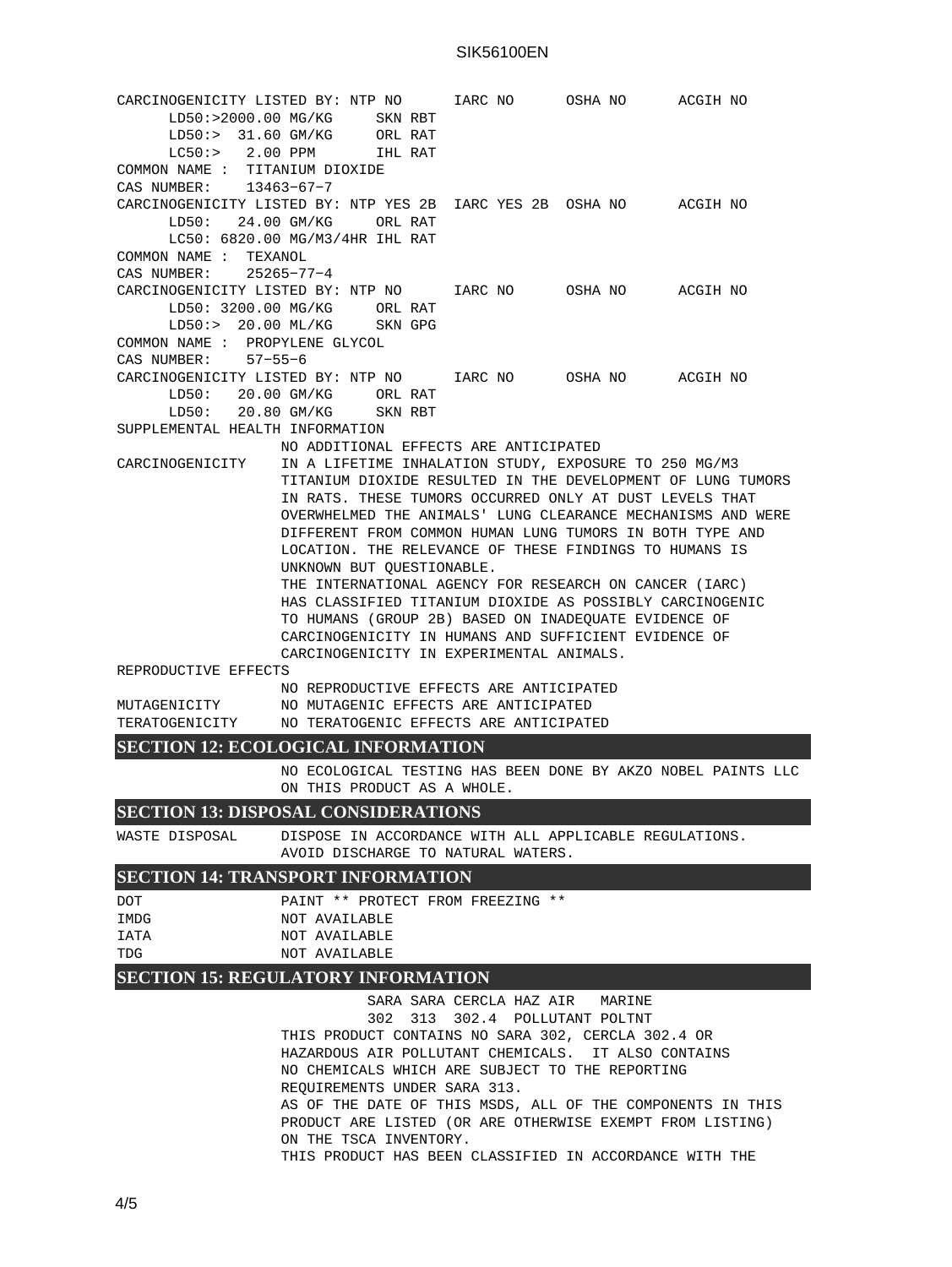CARCINOGENICITY LISTED BY: NTP NO IARC NO OSHA NO ACGIH NO

LD50:>2000.00 MG/KG SKN RBT
LD50:> 31.60 GM/KG ORL RAT
LC50:> 2.00 PPM IHL RAT

COMMON NAME : TITANIUM DIOXIDE
CAS NUMBER: 13463-67-7
CARCINOGENICITY LISTED BY: NTP YES 2B IARC YES 2B OSHA NO ACGIH NO

LD50: 24.00 GM/KG ORL RAT
LC50: 6820.00 MG/M3/4HR IHL RAT

COMMON NAME : TEXANOL
CAS NUMBER: 25265-77-4
CARCINOGENICITY LISTED BY: NTP NO IARC NO OSHA NO ACGIH NO

LD50: 3200.00 MG/KG ORL RAT
LD50:> 20.00 ML/KG SKN GPG

COMMON NAME : PROPYLENE GLYCOL
CAS NUMBER: 57-55-6
CARCINOGENICITY LISTED BY: NTP NO IARC NO OSHA NO ACGIH NO

LD50: 20.00 GM/KG ORL RAT
LD50: 20.80 GM/KG SKN RBT

SUPPLEMENTAL HEALTH INFORMATION

NO ADDITIONAL EFFECTS ARE ANTICIPATED

CARCINOGENICITY IN A LIFETIME INHALATION STUDY, EXPOSURE TO 250 MG/M3 TITANIUM DIOXIDE RESULTED IN THE DEVELOPMENT OF LUNG TUMORS IN RATS. THESE TUMORS OCCURRED ONLY AT DUST LEVELS THAT OVERWHELMED THE ANIMALS' LUNG CLEARANCE MECHANISMS AND WERE DIFFERENT FROM COMMON HUMAN LUNG TUMORS IN BOTH TYPE AND LOCATION. THE RELEVANCE OF THESE FINDINGS TO HUMANS IS UNKNOWN BUT QUESTIONABLE.
THE INTERNATIONAL AGENCY FOR RESEARCH ON CANCER (IARC) HAS CLASSIFIED TITANIUM DIOXIDE AS POSSIBLY CARCINOGENIC TO HUMANS (GROUP 2B) BASED ON INADEQUATE EVIDENCE OF CARCINOGENICITY IN HUMANS AND SUFFICIENT EVIDENCE OF CARCINOGENICITY IN EXPERIMENTAL ANIMALS.

REPRODUCTIVE EFFECTS

NO REPRODUCTIVE EFFECTS ARE ANTICIPATED

MUTAGENICITY NO MUTAGENIC EFFECTS ARE ANTICIPATED

TERATOGENICITY NO TERATOGENIC EFFECTS ARE ANTICIPATED

## SECTION 12: ECOLOGICAL INFORMATION

NO ECOLOGICAL TESTING HAS BEEN DONE BY AKZO NOBEL PAINTS LLC ON THIS PRODUCT AS A WHOLE.

## SECTION 13: DISPOSAL CONSIDERATIONS

WASTE DISPOSAL DISPOSE IN ACCORDANCE WITH ALL APPLICABLE REGULATIONS. AVOID DISCHARGE TO NATURAL WATERS.

## SECTION 14: TRANSPORT INFORMATION

| | |
|---|---|
| DOT | PAINT ** PROTECT FROM FREEZING ** |
| IMDG | NOT AVAILABLE |
| IATA | NOT AVAILABLE |
| TDG | NOT AVAILABLE |

## SECTION 15: REGULATORY INFORMATION

| SARA 302 | SARA 313 | CERCLA 302.4 | HAZ AIR POLLUTANT | MARINE POLTNT |
|---|---|---|---|---|

THIS PRODUCT CONTAINS NO SARA 302, CERCLA 302.4 OR HAZARDOUS AIR POLLUTANT CHEMICALS. IT ALSO CONTAINS NO CHEMICALS WHICH ARE SUBJECT TO THE REPORTING REQUIREMENTS UNDER SARA 313.
AS OF THE DATE OF THIS MSDS, ALL OF THE COMPONENTS IN THIS PRODUCT ARE LISTED (OR ARE OTHERWISE EXEMPT FROM LISTING) ON THE TSCA INVENTORY.
THIS PRODUCT HAS BEEN CLASSIFIED IN ACCORDANCE WITH THE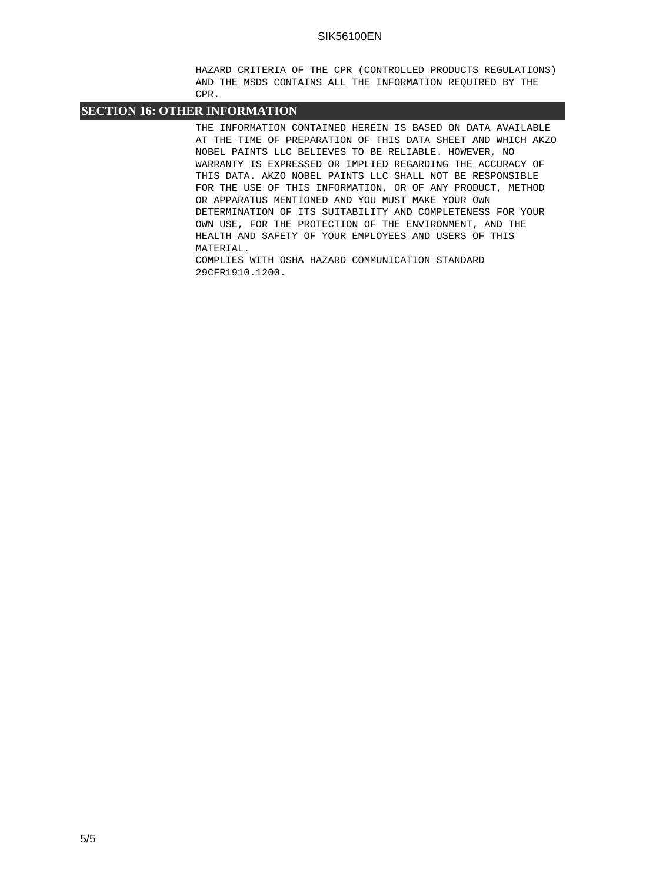HAZARD CRITERIA OF THE CPR (CONTROLLED PRODUCTS REGULATIONS) AND THE MSDS CONTAINS ALL THE INFORMATION REQUIRED BY THE CPR.

## SECTION 16: OTHER INFORMATION

THE INFORMATION CONTAINED HEREIN IS BASED ON DATA AVAILABLE AT THE TIME OF PREPARATION OF THIS DATA SHEET AND WHICH AKZO NOBEL PAINTS LLC BELIEVES TO BE RELIABLE. HOWEVER, NO WARRANTY IS EXPRESSED OR IMPLIED REGARDING THE ACCURACY OF THIS DATA. AKZO NOBEL PAINTS LLC SHALL NOT BE RESPONSIBLE FOR THE USE OF THIS INFORMATION, OR OF ANY PRODUCT, METHOD OR APPARATUS MENTIONED AND YOU MUST MAKE YOUR OWN DETERMINATION OF ITS SUITABILITY AND COMPLETENESS FOR YOUR OWN USE, FOR THE PROTECTION OF THE ENVIRONMENT, AND THE HEALTH AND SAFETY OF YOUR EMPLOYEES AND USERS OF THIS MATERIAL.
COMPLIES WITH OSHA HAZARD COMMUNICATION STANDARD 29CFR1910.1200.